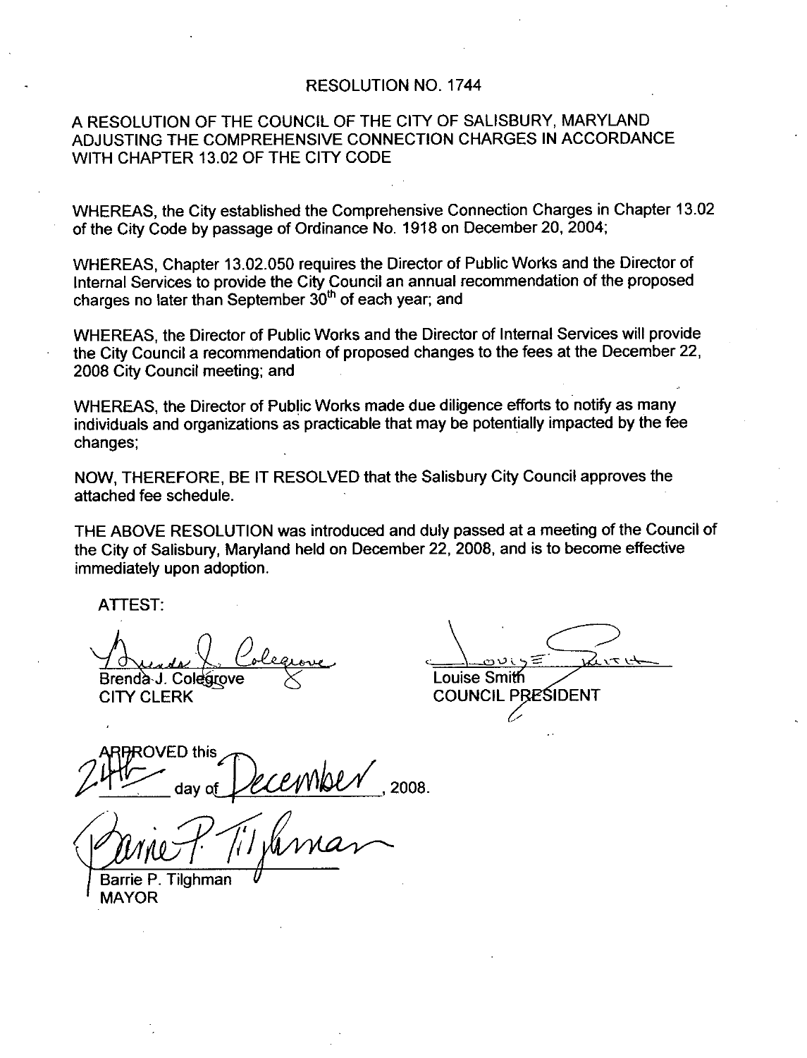# RESOLUTION NO. 1744

A RESOLUTION OF THE COUNCIL OF THE CITY OF SALISBURY, MARYLAND ADJUSTING THE COMPREHENSIVE CONNECTION CHARGES IN ACCORDANCE WITH CHAPTER 13.02 OF THE CITY CODE

WHEREAS, the City established the Comprehensive Connection Charges in Chapter 13.02 of the City Code by passage of Ordinance No. 1918 on December 20, 2004;

WHEREAS, Chapter 13.02.050 requires the Director of Public Works and the Director of Internal Services to provide the City Council an annual recommendation of the proposed charges no later than September 30th of each year; and

WHEREAS, the Director of Public Works and the Director of Internal Services will provide the City Council a recommendation of proposed changes to the fees at the December 22, 2008 City Council meeting; and

WHEREAS, the Director of Public Works made due diligence efforts to notify as many individuals and organizations as practicable that may be potentially impacted by the fee changes;

NOW, THEREFORE, BE IT RESOLVED that the Salisbury City Council approves the attached fee schedule.

THE ABOVE RESOLUTION was introduced and duly passed at a meeting of the Council of the City of Salisbury, Maryland held on December 22, 2008, and is to become effective immediately upon adoption.

ATTEST:

Brenda J. Colegrove
CITY CLERK

Louise Smith
COUNCIL PRESIDENT

APPROVED this 24th day of December, 2008.

Barrie P. Tilghman
MAYOR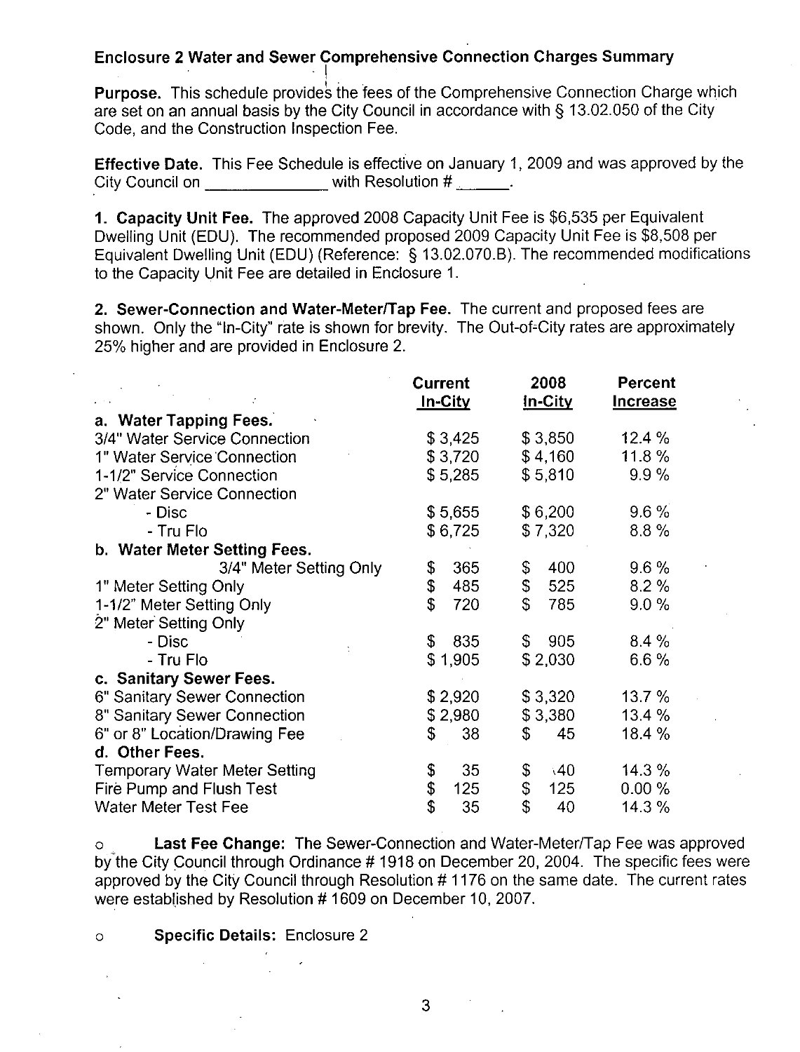## Enclosure 2 Water and Sewer Comprehensive Connection Charges Summary

**Purpose.** This schedule provides the fees of the Comprehensive Connection Charge which are set on an annual basis by the City Council in accordance with § 13.02.050 of the City Code, and the Construction Inspection Fee.

**Effective Date.** This Fee Schedule is effective on January 1, 2009 and was approved by the City Council on ______________ with Resolution # ______.

**1. Capacity Unit Fee.** The approved 2008 Capacity Unit Fee is $6,535 per Equivalent Dwelling Unit (EDU). The recommended proposed 2009 Capacity Unit Fee is $8,508 per Equivalent Dwelling Unit (EDU) (Reference: § 13.02.070.B). The recommended modifications to the Capacity Unit Fee are detailed in Enclosure 1.

**2. Sewer-Connection and Water-Meter/Tap Fee.** The current and proposed fees are shown. Only the "In-City" rate is shown for brevity. The Out-of-City rates are approximately 25% higher and are provided in Enclosure 2.

| | Current In-City | 2008 In-City | Percent Increase |
|---|---|---|---|
| **a. Water Tapping Fees.** | | | |
| 3/4" Water Service Connection | $ 3,425 | $ 3,850 | 12.4 % |
| 1" Water Service Connection | $ 3,720 | $ 4,160 | 11.8 % |
| 1-1/2" Service Connection | $ 5,285 | $ 5,810 | 9.9 % |
| 2" Water Service Connection | | | |
| - Disc | $ 5,655 | $ 6,200 | 9.6 % |
| - Tru Flo | $ 6,725 | $ 7,320 | 8.8 % |
| **b. Water Meter Setting Fees.** | | | |
| 3/4" Meter Setting Only | $ 365 | $ 400 | 9.6 % |
| 1" Meter Setting Only | $ 485 | $ 525 | 8.2 % |
| 1-1/2" Meter Setting Only | $ 720 | $ 785 | 9.0 % |
| 2" Meter Setting Only | | | |
| - Disc | $ 835 | $ 905 | 8.4 % |
| - Tru Flo | $ 1,905 | $ 2,030 | 6.6 % |
| **c. Sanitary Sewer Fees.** | | | |
| 6" Sanitary Sewer Connection | $ 2,920 | $ 3,320 | 13.7 % |
| 8" Sanitary Sewer Connection | $ 2,980 | $ 3,380 | 13.4 % |
| 6" or 8" Location/Drawing Fee | $ 38 | $ 45 | 18.4 % |
| **d. Other Fees.** | | | |
| Temporary Water Meter Setting | $ 35 | $ 40 | 14.3 % |
| Fire Pump and Flush Test | $ 125 | $ 125 | 0.00 % |
| Water Meter Test Fee | $ 35 | $ 40 | 14.3 % |

- **Last Fee Change:** The Sewer-Connection and Water-Meter/Tap Fee was approved by the City Council through Ordinance # 1918 on December 20, 2004. The specific fees were approved by the City Council through Resolution # 1176 on the same date. The current rates were established by Resolution # 1609 on December 10, 2007.

- **Specific Details:** Enclosure 2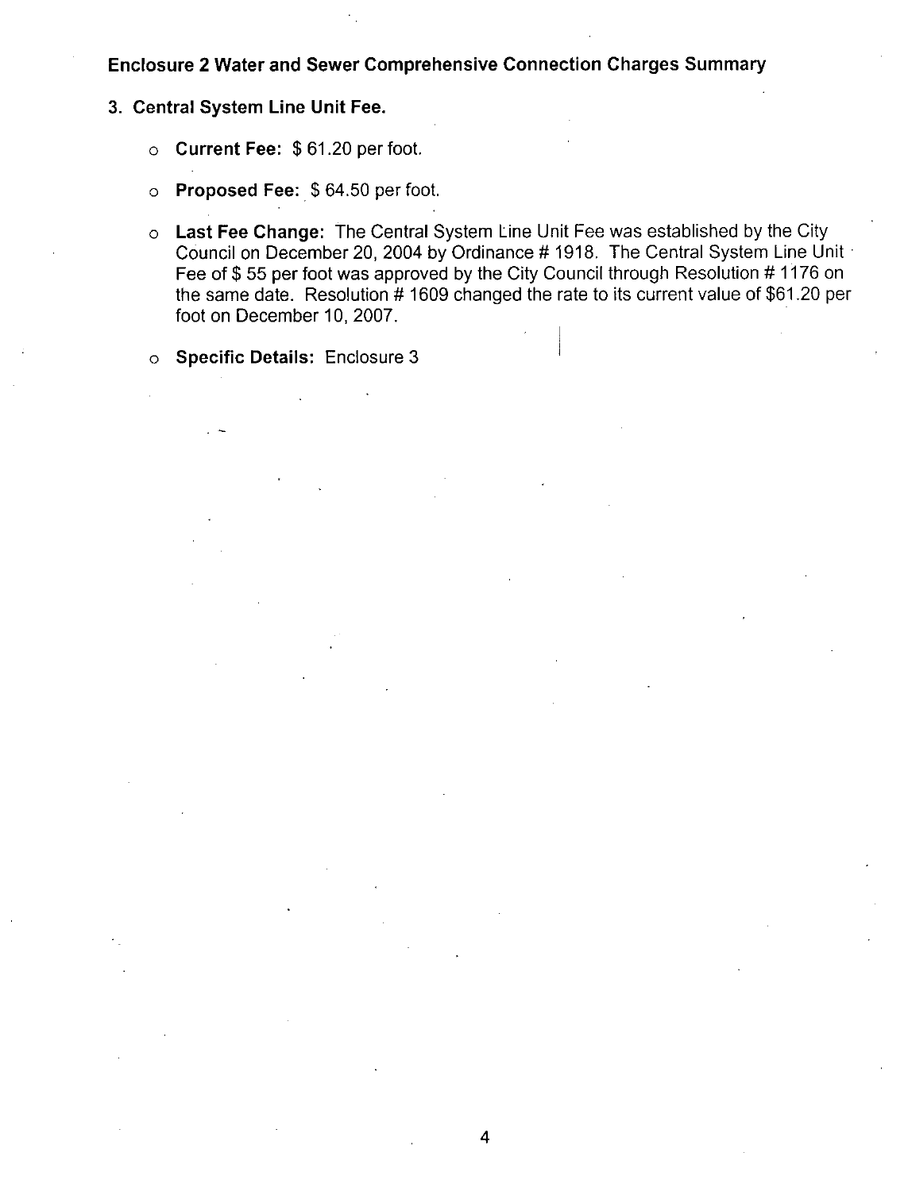## Enclosure 2 Water and Sewer Comprehensive Connection Charges Summary

### 3. Central System Line Unit Fee.

- **Current Fee:** $ 61.20 per foot.
- **Proposed Fee:** $ 64.50 per foot.
- **Last Fee Change:** The Central System Line Unit Fee was established by the City Council on December 20, 2004 by Ordinance # 1918. The Central System Line Unit Fee of $ 55 per foot was approved by the City Council through Resolution # 1176 on the same date. Resolution # 1609 changed the rate to its current value of $61.20 per foot on December 10, 2007.
- **Specific Details:** Enclosure 3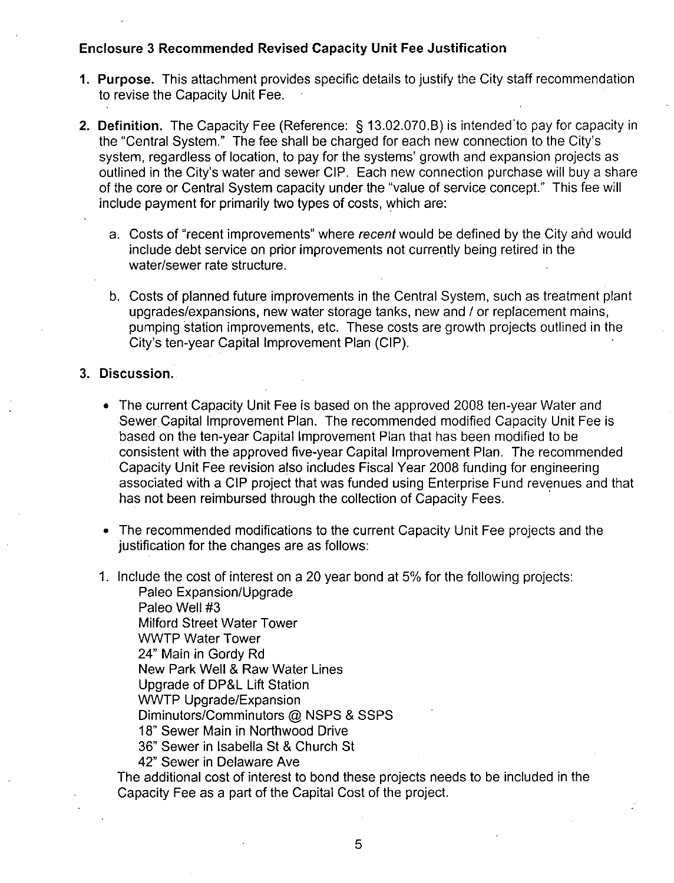### Enclosure 3 Recommended Revised Capacity Unit Fee Justification

1. **Purpose.** This attachment provides specific details to justify the City staff recommendation to revise the Capacity Unit Fee.

2. **Definition.** The Capacity Fee (Reference: § 13.02.070.B) is intended to pay for capacity in the "Central System." The fee shall be charged for each new connection to the City's system, regardless of location, to pay for the systems' growth and expansion projects as outlined in the City's water and sewer CIP. Each new connection purchase will buy a share of the core or Central System capacity under the "value of service concept." This fee will include payment for primarily two types of costs, which are:

   a. Costs of "recent improvements" where *recent* would be defined by the City and would include debt service on prior improvements not currently being retired in the water/sewer rate structure.

   b. Costs of planned future improvements in the Central System, such as treatment plant upgrades/expansions, new water storage tanks, new and / or replacement mains, pumping station improvements, etc. These costs are growth projects outlined in the City's ten-year Capital Improvement Plan (CIP).

3. **Discussion.**

   - The current Capacity Unit Fee is based on the approved 2008 ten-year Water and Sewer Capital Improvement Plan. The recommended modified Capacity Unit Fee is based on the ten-year Capital Improvement Plan that has been modified to be consistent with the approved five-year Capital Improvement Plan. The recommended Capacity Unit Fee revision also includes Fiscal Year 2008 funding for engineering associated with a CIP project that was funded using Enterprise Fund revenues and that has not been reimbursed through the collection of Capacity Fees.

   - The recommended modifications to the current Capacity Unit Fee projects and the justification for the changes are as follows:

   1. Include the cost of interest on a 20 year bond at 5% for the following projects:
      Paleo Expansion/Upgrade
      Paleo Well #3
      Milford Street Water Tower
      WWTP Water Tower
      24" Main in Gordy Rd
      New Park Well & Raw Water Lines
      Upgrade of DP&L Lift Station
      WWTP Upgrade/Expansion
      Diminutors/Comminutors @ NSPS & SSPS
      18" Sewer Main in Northwood Drive
      36" Sewer in Isabella St & Church St
      42" Sewer in Delaware Ave

      The additional cost of interest to bond these projects needs to be included in the Capacity Fee as a part of the Capital Cost of the project.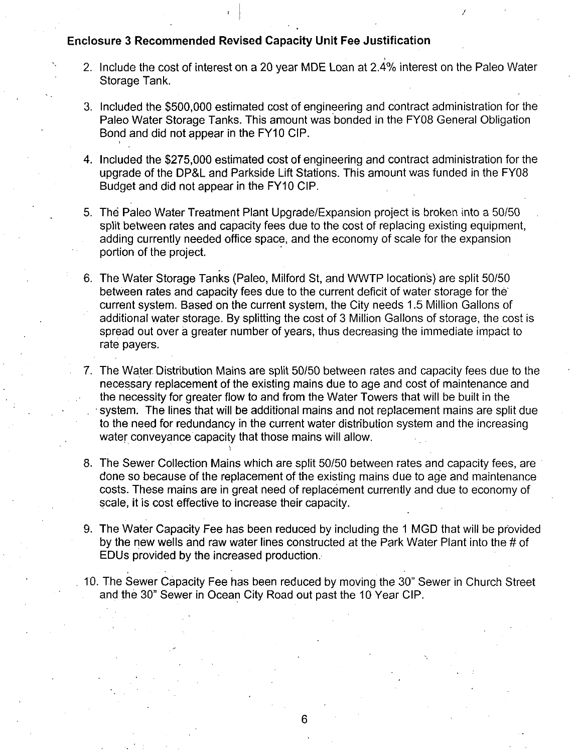**Enclosure 3 Recommended Revised Capacity Unit Fee Justification**

2. Include the cost of interest on a 20 year MDE Loan at 2.4% interest on the Paleo Water Storage Tank.

3. Included the $500,000 estimated cost of engineering and contract administration for the Paleo Water Storage Tanks. This amount was bonded in the FY08 General Obligation Bond and did not appear in the FY10 CIP.

4. Included the $275,000 estimated cost of engineering and contract administration for the upgrade of the DP&L and Parkside Lift Stations. This amount was funded in the FY08 Budget and did not appear in the FY10 CIP.

5. The Paleo Water Treatment Plant Upgrade/Expansion project is broken into a 50/50 split between rates and capacity fees due to the cost of replacing existing equipment, adding currently needed office space, and the economy of scale for the expansion portion of the project.

6. The Water Storage Tanks (Paleo, Milford St, and WWTP locations) are split 50/50 between rates and capacity fees due to the current deficit of water storage for the current system. Based on the current system, the City needs 1.5 Million Gallons of additional water storage. By splitting the cost of 3 Million Gallons of storage, the cost is spread out over a greater number of years, thus decreasing the immediate impact to rate payers.

7. The Water Distribution Mains are split 50/50 between rates and capacity fees due to the necessary replacement of the existing mains due to age and cost of maintenance and the necessity for greater flow to and from the Water Towers that will be built in the system. The lines that will be additional mains and not replacement mains are split due to the need for redundancy in the current water distribution system and the increasing water conveyance capacity that those mains will allow.

8. The Sewer Collection Mains which are split 50/50 between rates and capacity fees, are done so because of the replacement of the existing mains due to age and maintenance costs. These mains are in great need of replacement currently and due to economy of scale, it is cost effective to increase their capacity.

9. The Water Capacity Fee has been reduced by including the 1 MGD that will be provided by the new wells and raw water lines constructed at the Park Water Plant into the # of EDUs provided by the increased production.

10. The Sewer Capacity Fee has been reduced by moving the 30" Sewer in Church Street and the 30" Sewer in Ocean City Road out past the 10 Year CIP.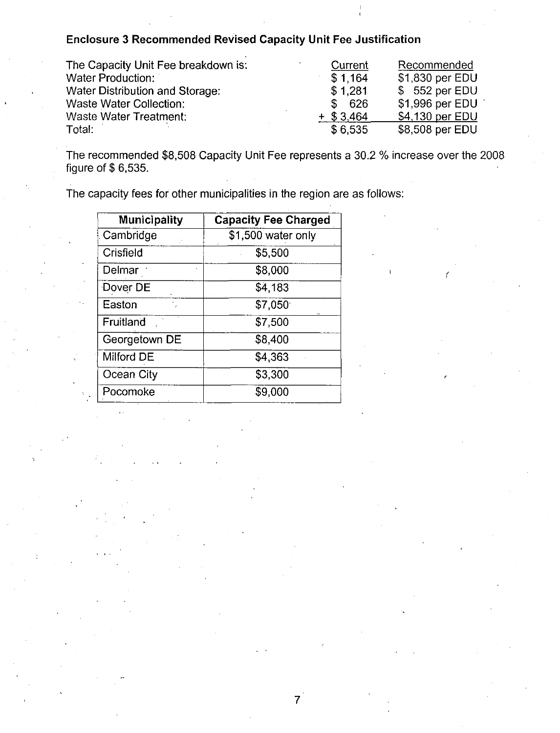**Enclosure 3 Recommended Revised Capacity Unit Fee Justification**

| The Capacity Unit Fee breakdown is: | Current | Recommended |
|---|---|---|
| Water Production: | $ 1,164 | $1,830 per EDU |
| Water Distribution and Storage: | $ 1,281 | $ 552 per EDU |
| Waste Water Collection: | $ 626 | $1,996 per EDU |
| Waste Water Treatment: | + $ 3,464 | $4,130 per EDU |
| Total: | $ 6,535 | $8,508 per EDU |

The recommended $8,508 Capacity Unit Fee represents a 30.2 % increase over the 2008 figure of $ 6,535.

The capacity fees for other municipalities in the region are as follows:

| Municipality | Capacity Fee Charged |
|---|---|
| Cambridge | $1,500 water only |
| Crisfield | $5,500 |
| Delmar | $8,000 |
| Dover DE | $4,183 |
| Easton | $7,050 |
| Fruitland | $7,500 |
| Georgetown DE | $8,400 |
| Milford DE | $4,363 |
| Ocean City | $3,300 |
| Pocomoke | $9,000 |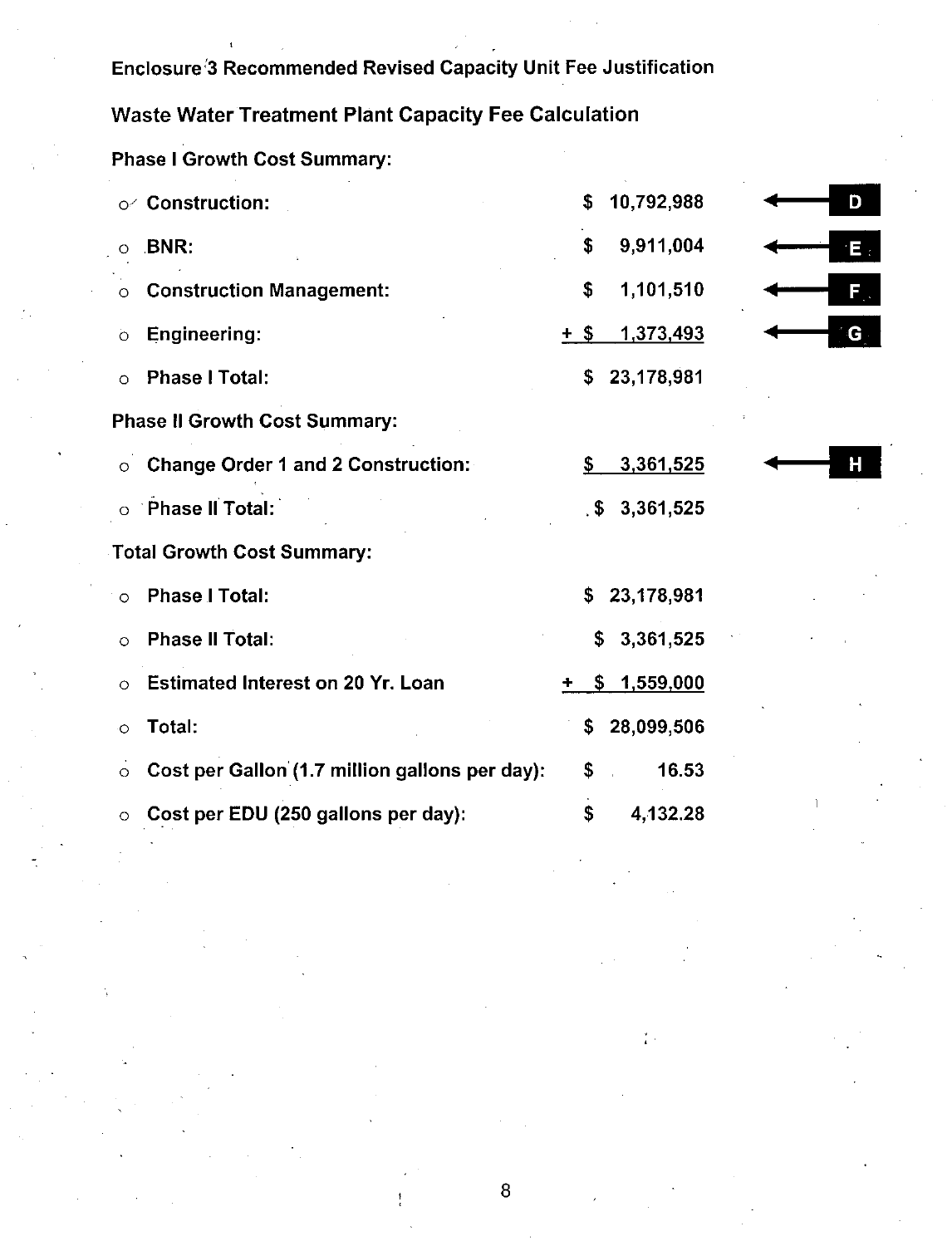**Enclosure 3 Recommended Revised Capacity Unit Fee Justification**

## Waste Water Treatment Plant Capacity Fee Calculation

**Phase I Growth Cost Summary:**

| | | |
|---|---|---|
| o Construction: | $ 10,792,988 | D |
| o BNR: | $ 9,911,004 | E |
| o Construction Management: | $ 1,101,510 | F |
| o Engineering: | + $ 1,373,493 | G |
| o Phase I Total: | $ 23,178,981 | |

**Phase II Growth Cost Summary:**

| | | |
|---|---|---|
| o Change Order 1 and 2 Construction: | $ 3,361,525 | H |
| o Phase II Total: | $ 3,361,525 | |

**Total Growth Cost Summary:**

| | |
|---|---|
| o Phase I Total: | $ 23,178,981 |
| o Phase II Total: | $ 3,361,525 |
| o Estimated Interest on 20 Yr. Loan | + $ 1,559,000 |
| o Total: | $ 28,099,506 |
| o Cost per Gallon (1.7 million gallons per day): | $ 16.53 |
| o Cost per EDU (250 gallons per day): | $ 4,132.28 |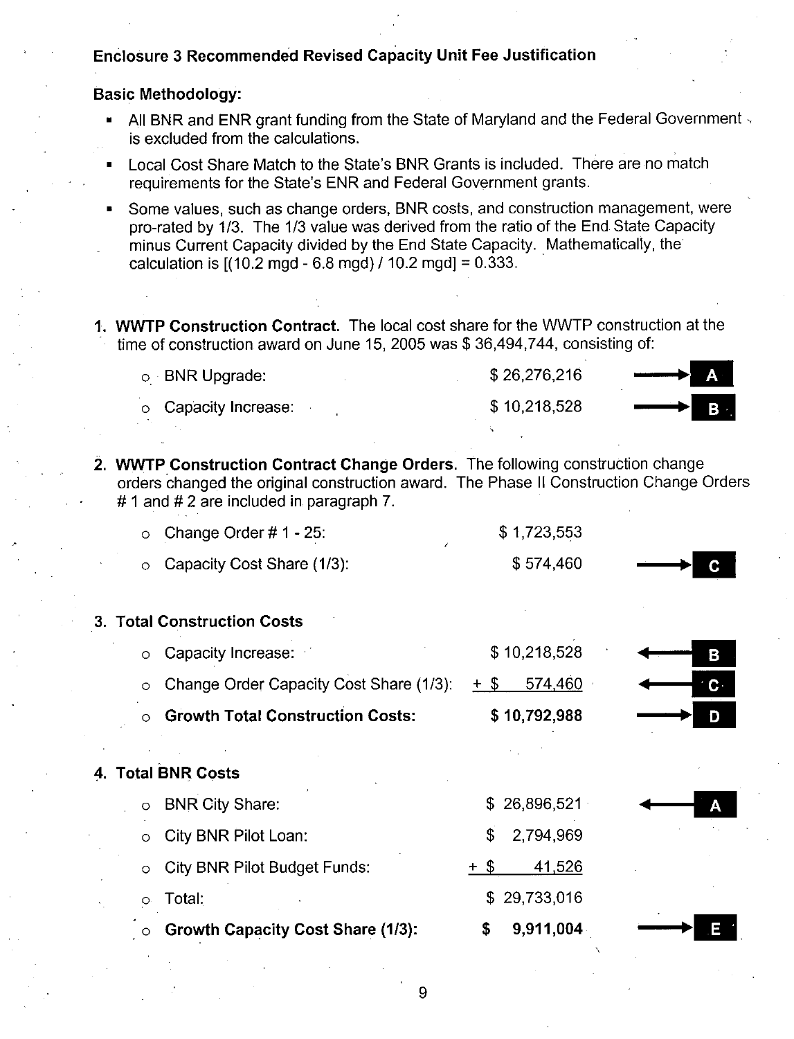**Enclosure 3 Recommended Revised Capacity Unit Fee Justification**

**Basic Methodology:**

- All BNR and ENR grant funding from the State of Maryland and the Federal Government is excluded from the calculations.
- Local Cost Share Match to the State's BNR Grants is included. There are no match requirements for the State's ENR and Federal Government grants.
- Some values, such as change orders, BNR costs, and construction management, were pro-rated by 1/3. The 1/3 value was derived from the ratio of the End State Capacity minus Current Capacity divided by the End State Capacity. Mathematically, the calculation is [(10.2 mgd - 6.8 mgd) / 10.2 mgd] = 0.333.

1. **WWTP Construction Contract.** The local cost share for the WWTP construction at the time of construction award on June 15, 2005 was $ 36,494,744, consisting of:
   - BNR Upgrade: $ 26,276,216 → **A**
   - Capacity Increase: $ 10,218,528 → **B**

2. **WWTP Construction Contract Change Orders.** The following construction change orders changed the original construction award. The Phase II Construction Change Orders # 1 and # 2 are included in paragraph 7.
   - Change Order # 1 - 25: $ 1,723,553
   - Capacity Cost Share (1/3): $ 574,460 → **C**

3. **Total Construction Costs**
   - Capacity Increase: $ 10,218,528 ← **B**
   - Change Order Capacity Cost Share (1/3): + $ 574,460 ← **C**
   - **Growth Total Construction Costs: $ 10,792,988** → **D**

4. **Total BNR Costs**
   - BNR City Share: $ 26,896,521 ← **A**
   - City BNR Pilot Loan: $ 2,794,969
   - City BNR Pilot Budget Funds: + $ 41,526
   - Total: $ 29,733,016
   - **Growth Capacity Cost Share (1/3): $ 9,911,004** → **E**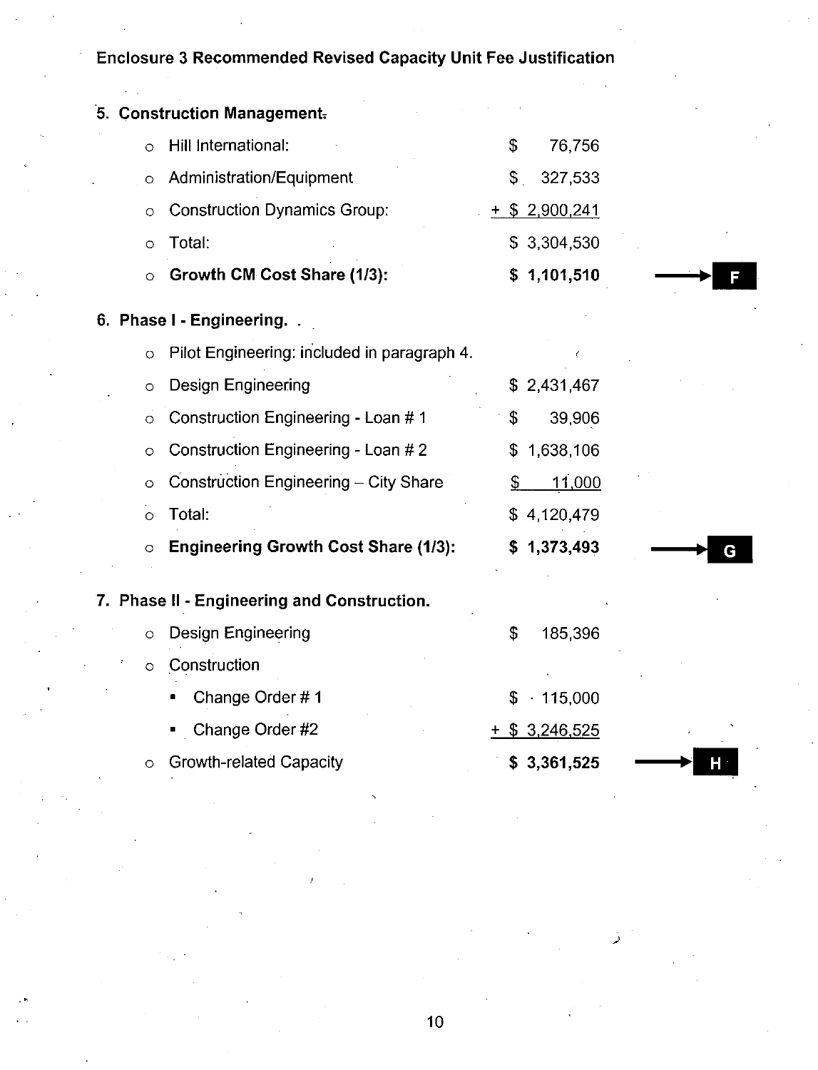**Enclosure 3 Recommended Revised Capacity Unit Fee Justification**

**5. Construction Management.**

| | | |
|---|---|---|
| o Hill International: | $ 76,756 | |
| o Administration/Equipment | $ 327,533 | |
| o Construction Dynamics Group: | + $ 2,900,241 | |
| o Total: | $ 3,304,530 | |
| o **Growth CM Cost Share (1/3):** | **$ 1,101,510** | → **F** |

**6. Phase I - Engineering.**

| | | |
|---|---|---|
| o Pilot Engineering: included in paragraph 4. | | |
| o Design Engineering | $ 2,431,467 | |
| o Construction Engineering - Loan # 1 | $ 39,906 | |
| o Construction Engineering - Loan # 2 | $ 1,638,106 | |
| o Construction Engineering – City Share | $ 11,000 | |
| o Total: | $ 4,120,479 | |
| o **Engineering Growth Cost Share (1/3):** | **$ 1,373,493** | → **G** |

**7. Phase II - Engineering and Construction.**

| | | |
|---|---|---|
| o Design Engineering | $ 185,396 | |
| o Construction | | |
| ▪ Change Order # 1 | $ 115,000 | |
| ▪ Change Order #2 | + $ 3,246,525 | |
| o Growth-related Capacity | **$ 3,361,525** | → **H** |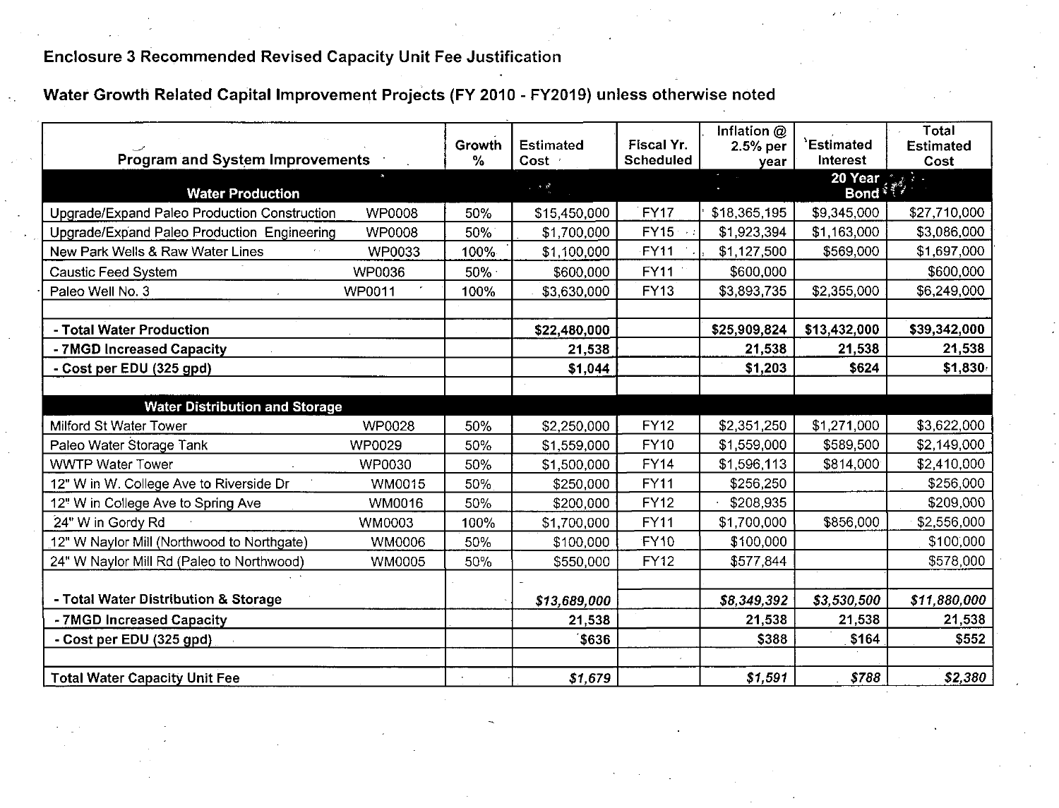## Enclosure 3 Recommended Revised Capacity Unit Fee Justification

### Water Growth Related Capital Improvement Projects (FY 2010 - FY2019) unless otherwise noted

| Program and System Improvements | | Growth % | Estimated Cost | Fiscal Yr. Scheduled | Inflation @ 2.5% per year | Estimated Interest | Total Estimated Cost |
|---|---|---|---|---|---|---|---|
| **Water Production** | | | | | | **20 Year Bond** | |
| Upgrade/Expand Paleo Production Construction | WP0008 | 50% | $15,450,000 | FY17 | $18,365,195 | $9,345,000 | $27,710,000 |
| Upgrade/Expand Paleo Production Engineering | WP0008 | 50% | $1,700,000 | FY15 | $1,923,394 | $1,163,000 | $3,086,000 |
| New Park Wells & Raw Water Lines | WP0033 | 100% | $1,100,000 | FY11 | $1,127,500 | $569,000 | $1,697,000 |
| Caustic Feed System | WP0036 | 50% | $600,000 | FY11 | $600,000 | | $600,000 |
| Paleo Well No. 3 | WP0011 | 100% | $3,630,000 | FY13 | $3,893,735 | $2,355,000 | $6,249,000 |
| | | | | | | | |
| **- Total Water Production** | | | **$22,480,000** | | **$25,909,824** | **$13,432,000** | **$39,342,000** |
| **- 7MGD Increased Capacity** | | | **21,538** | | **21,538** | **21,538** | **21,538** |
| **- Cost per EDU (325 gpd)** | | | **$1,044** | | **$1,203** | **$624** | **$1,830** |
| | | | | | | | |
| **Water Distribution and Storage** | | | | | | | |
| Milford St Water Tower | WP0028 | 50% | $2,250,000 | FY12 | $2,351,250 | $1,271,000 | $3,622,000 |
| Paleo Water Storage Tank | WP0029 | 50% | $1,559,000 | FY10 | $1,559,000 | $589,500 | $2,149,000 |
| WWTP Water Tower | WP0030 | 50% | $1,500,000 | FY14 | $1,596,113 | $814,000 | $2,410,000 |
| 12" W in W. College Ave to Riverside Dr | WM0015 | 50% | $250,000 | FY11 | $256,250 | | $256,000 |
| 12" W in College Ave to Spring Ave | WM0016 | 50% | $200,000 | FY12 | $208,935 | | $209,000 |
| 24" W in Gordy Rd | WM0003 | 100% | $1,700,000 | FY11 | $1,700,000 | $856,000 | $2,556,000 |
| 12" W Naylor Mill (Northwood to Northgate) | WM0006 | 50% | $100,000 | FY10 | $100,000 | | $100,000 |
| 24" W Naylor Mill Rd (Paleo to Northwood) | WM0005 | 50% | $550,000 | FY12 | $577,844 | | $578,000 |
| | | | | | | | |
| **- Total Water Distribution & Storage** | | | ***$13,689,000*** | | ***$8,349,392*** | ***$3,530,500*** | ***$11,880,000*** |
| **- 7MGD Increased Capacity** | | | **21,538** | | **21,538** | **21,538** | **21,538** |
| **- Cost per EDU (325 gpd)** | | | **$636** | | **$388** | **$164** | **$552** |
| | | | | | | | |
| **Total Water Capacity Unit Fee** | | | ***$1,679*** | | ***$1,591*** | ***$788*** | ***$2,380*** |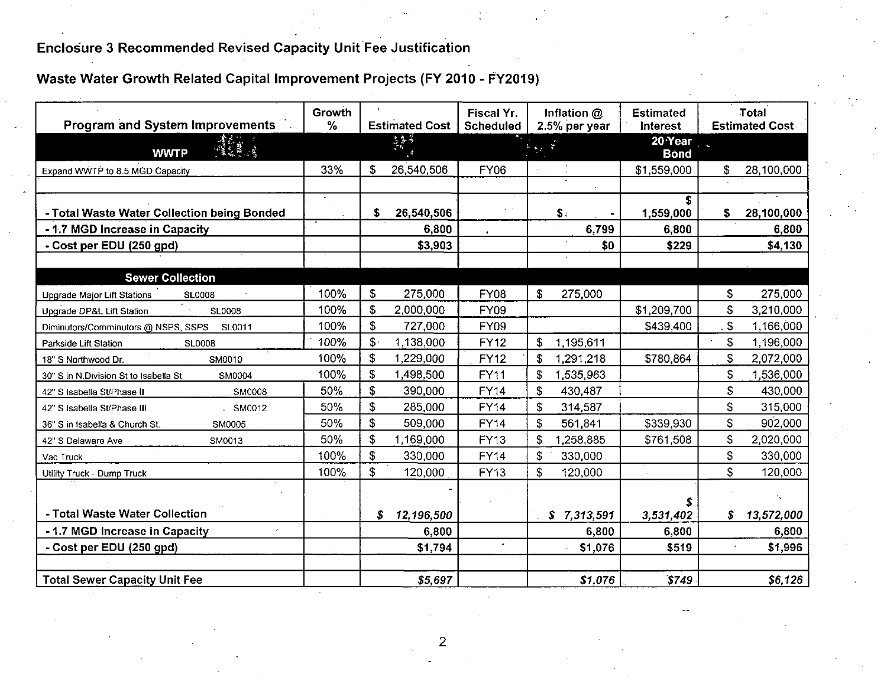**Enclosure 3 Recommended Revised Capacity Unit Fee Justification**

**Waste Water Growth Related Capital Improvement Projects (FY 2010 - FY2019)**

| Program and System Improvements | Growth % | Estimated Cost | Fiscal Yr. Scheduled | Inflation @ 2.5% per year | Estimated Interest | Total Estimated Cost |
|---|---|---|---|---|---|---|
| **WWTP** | | | | | **20 Year Bond** | |
| Expand WWTP to 8.5 MGD Capacity | 33% | $ 26,540,506 | FY06 | | $1,559,000 | $ 28,100,000 |
| | | | | | | |
| **- Total Waste Water Collection being Bonded** | | **$ 26,540,506** | | **$ -** | **$ 1,559,000** | **$ 28,100,000** |
| **- 1.7 MGD Increase in Capacity** | | **6,800** | | **6,799** | **6,800** | **6,800** |
| **- Cost per EDU (250 gpd)** | | **$3,903** | | **$0** | **$229** | **$4,130** |
| | | | | | | |
| **Sewer Collection** | | | | | | |
| Upgrade Major Lift Stations SL0008 | 100% | $ 275,000 | FY08 | $ 275,000 | | $ 275,000 |
| Upgrade DP&L Lift Station SL0008 | 100% | $ 2,000,000 | FY09 | | $1,209,700 | $ 3,210,000 |
| Diminutors/Comminutors @ NSPS, SSPS SL0011 | 100% | $ 727,000 | FY09 | | $439,400 | $ 1,166,000 |
| Parkside Lift Station SL0008 | 100% | $ 1,138,000 | FY12 | $ 1,195,611 | | $ 1,196,000 |
| 18" S Northwood Dr. SM0010 | 100% | $ 1,229,000 | FY12 | $ 1,291,218 | $780,864 | $ 2,072,000 |
| 30" S in N.Division St to Isabella St SM0004 | 100% | $ 1,498,500 | FY11 | $ 1,535,963 | | $ 1,536,000 |
| 42" S Isabella St/Phase II SM0008 | 50% | $ 390,000 | FY14 | $ 430,487 | | $ 430,000 |
| 42" S Isabella St/Phase III SM0012 | 50% | $ 285,000 | FY14 | $ 314,587 | | $ 315,000 |
| 36" S in Isabella & Church St. SM0005 | 50% | $ 509,000 | FY14 | $ 561,841 | $339,930 | $ 902,000 |
| 42" S Delaware Ave SM0013 | 50% | $ 1,169,000 | FY13 | $ 1,258,885 | $761,508 | $ 2,020,000 |
| Vac Truck | 100% | $ 330,000 | FY14 | $ 330,000 | | $ 330,000 |
| Utility Truck - Dump Truck | 100% | $ 120,000 | FY13 | $ 120,000 | | $ 120,000 |
| | | | | | | |
| **- Total Waste Water Collection** | | ***$ 12,196,500*** | | ***$ 7,313,591*** | ***$ 3,531,402*** | ***$ 13,572,000*** |
| **- 1.7 MGD Increase in Capacity** | | **6,800** | | **6,800** | **6,800** | **6,800** |
| **- Cost per EDU (250 gpd)** | | **$1,794** | | **$1,076** | **$519** | **$1,996** |
| | | | | | | |
| **Total Sewer Capacity Unit Fee** | | ***$5,697*** | | ***$1,076*** | ***$749*** | ***$6,126*** |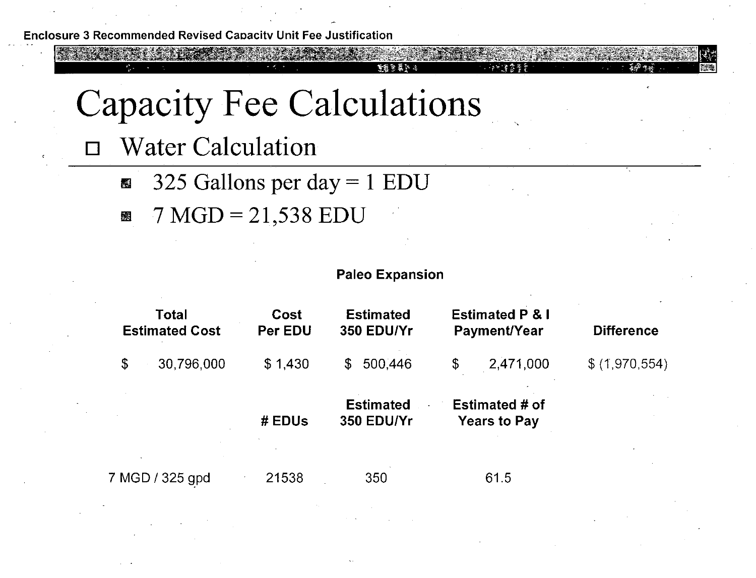Enclosure 3 Recommended Revised Capacity Unit Fee Justification

# Capacity Fee Calculations

- Water Calculation
  - 325 Gallons per day = 1 EDU
  - 7 MGD = 21,538 EDU

**Paleo Expansion**

| Total Estimated Cost | Cost Per EDU | Estimated 350 EDU/Yr | Estimated P & I Payment/Year | Difference |
|---|---|---|---|---|
| $ 30,796,000 | $ 1,430 | $ 500,446 | $ 2,471,000 | $ (1,970,554) |

| | # EDUs | Estimated 350 EDU/Yr | Estimated # of Years to Pay |
|---|---|---|---|
| 7 MGD / 325 gpd | 21538 | 350 | 61.5 |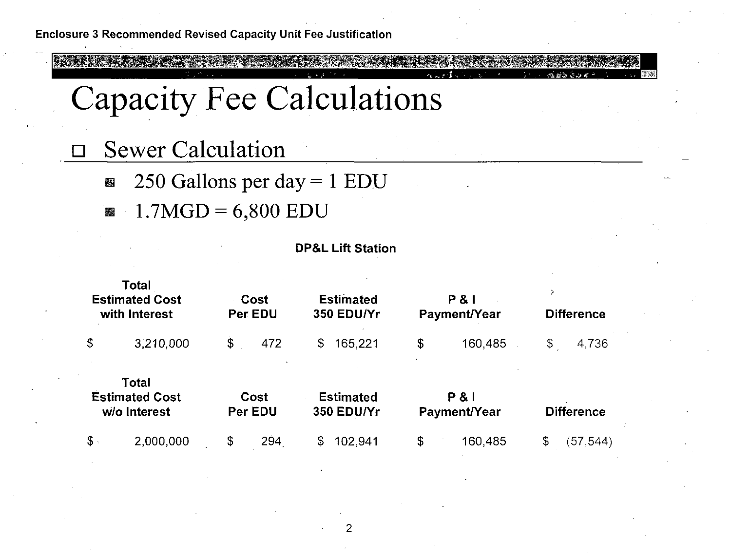Enclosure 3 Recommended Revised Capacity Unit Fee Justification

# Capacity Fee Calculations

## Sewer Calculation

- 250 Gallons per day = 1 EDU
- 1.7MGD = 6,800 EDU

**DP&L Lift Station**

| Total Estimated Cost with Interest | Cost Per EDU | Estimated 350 EDU/Yr | P & I Payment/Year | Difference |
|---|---|---|---|---|
| $ 3,210,000 | $ 472 | $ 165,221 | $ 160,485 | $ 4,736 |

| Total Estimated Cost w/o Interest | Cost Per EDU | Estimated 350 EDU/Yr | P & I Payment/Year | Difference |
|---|---|---|---|---|
| $ 2,000,000 | $ 294 | $ 102,941 | $ 160,485 | $ (57,544) |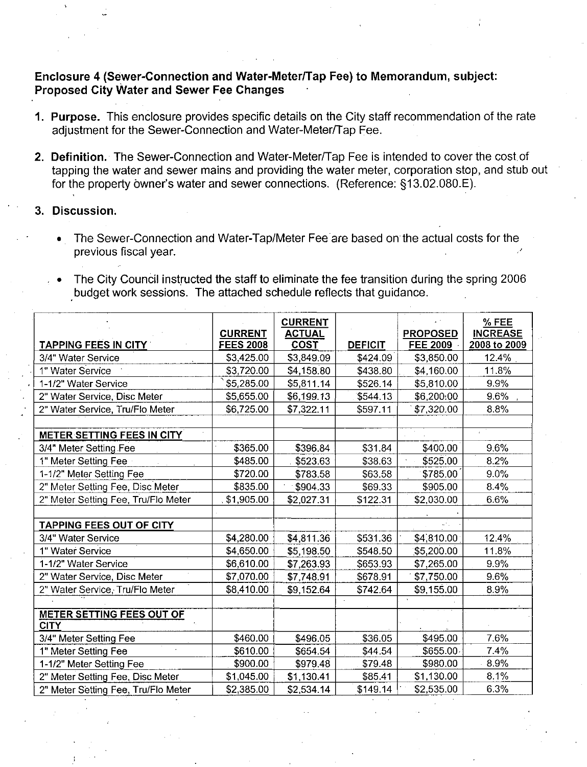**Enclosure 4 (Sewer-Connection and Water-Meter/Tap Fee) to Memorandum, subject: Proposed City Water and Sewer Fee Changes**

1. **Purpose.** This enclosure provides specific details on the City staff recommendation of the rate adjustment for the Sewer-Connection and Water-Meter/Tap Fee.

2. **Definition.** The Sewer-Connection and Water-Meter/Tap Fee is intended to cover the cost of tapping the water and sewer mains and providing the water meter, corporation stop, and stub out for the property owner's water and sewer connections. (Reference: §13.02.080.E).

3. **Discussion.**

   - The Sewer-Connection and Water-Tap/Meter Fee are based on the actual costs for the previous fiscal year.
   - The City Council instructed the staff to eliminate the fee transition during the spring 2006 budget work sessions. The attached schedule reflects that guidance.

| TAPPING FEES IN CITY | CURRENT FEES 2008 | CURRENT ACTUAL COST | DEFICIT | PROPOSED FEE 2009 | % FEE INCREASE 2008 to 2009 |
|---|---|---|---|---|---|
| 3/4" Water Service | $3,425.00 | $3,849.09 | $424.09 | $3,850.00 | 12.4% |
| 1" Water Service | $3,720.00 | $4,158.80 | $438.80 | $4,160.00 | 11.8% |
| 1-1/2" Water Service | $5,285.00 | $5,811.14 | $526.14 | $5,810.00 | 9.9% |
| 2" Water Service, Disc Meter | $5,655.00 | $6,199.13 | $544.13 | $6,200.00 | 9.6% |
| 2" Water Service, Tru/Flo Meter | $6,725.00 | $7,322.11 | $597.11 | $7,320.00 | 8.8% |
| | | | | | |
| **METER SETTING FEES IN CITY** | | | | | |
| 3/4" Meter Setting Fee | $365.00 | $396.84 | $31.84 | $400.00 | 9.6% |
| 1" Meter Setting Fee | $485.00 | $523.63 | $38.63 | $525.00 | 8.2% |
| 1-1/2" Meter Setting Fee | $720.00 | $783.58 | $63.58 | $785.00 | 9.0% |
| 2" Meter Setting Fee, Disc Meter | $835.00 | $904.33 | $69.33 | $905.00 | 8.4% |
| 2" Meter Setting Fee, Tru/Flo Meter | $1,905.00 | $2,027.31 | $122.31 | $2,030.00 | 6.6% |
| | | | | | |
| **TAPPING FEES OUT OF CITY** | | | | | |
| 3/4" Water Service | $4,280.00 | $4,811.36 | $531.36 | $4,810.00 | 12.4% |
| 1" Water Service | $4,650.00 | $5,198.50 | $548.50 | $5,200.00 | 11.8% |
| 1-1/2" Water Service | $6,610.00 | $7,263.93 | $653.93 | $7,265.00 | 9.9% |
| 2" Water Service, Disc Meter | $7,070.00 | $7,748.91 | $678.91 | $7,750.00 | 9.6% |
| 2" Water Service, Tru/Flo Meter | $8,410.00 | $9,152.64 | $742.64 | $9,155.00 | 8.9% |
| | | | | | |
| **METER SETTING FEES OUT OF CITY** | | | | | |
| 3/4" Meter Setting Fee | $460.00 | $496.05 | $36.05 | $495.00 | 7.6% |
| 1" Meter Setting Fee | $610.00 | $654.54 | $44.54 | $655.00 | 7.4% |
| 1-1/2" Meter Setting Fee | $900.00 | $979.48 | $79.48 | $980.00 | 8.9% |
| 2" Meter Setting Fee, Disc Meter | $1,045.00 | $1,130.41 | $85.41 | $1,130.00 | 8.1% |
| 2" Meter Setting Fee, Tru/Flo Meter | $2,385.00 | $2,534.14 | $149.14 | $2,535.00 | 6.3% |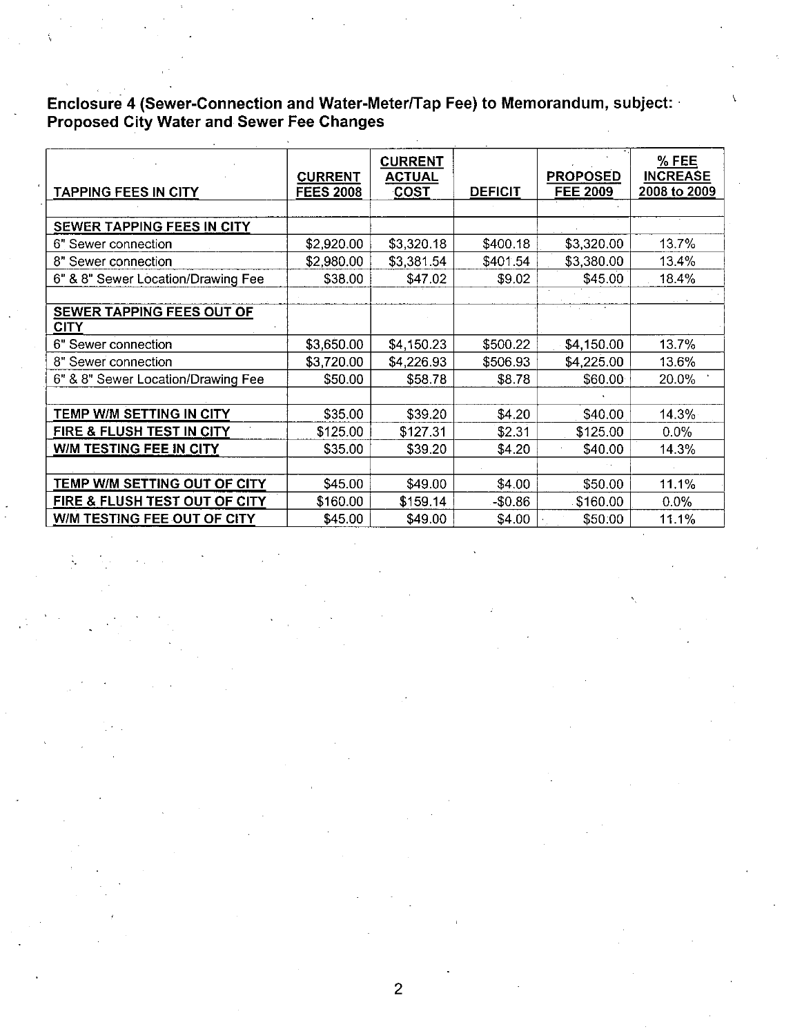**Enclosure 4 (Sewer-Connection and Water-Meter/Tap Fee) to Memorandum, subject: Proposed City Water and Sewer Fee Changes**

| TAPPING FEES IN CITY | CURRENT FEES 2008 | CURRENT ACTUAL COST | DEFICIT | PROPOSED FEE 2009 | % FEE INCREASE 2008 to 2009 |
|---|---|---|---|---|---|
| | | | | | |
| **SEWER TAPPING FEES IN CITY** | | | | | |
| 6" Sewer connection | $2,920.00 | $3,320.18 | $400.18 | $3,320.00 | 13.7% |
| 8" Sewer connection | $2,980.00 | $3,381.54 | $401.54 | $3,380.00 | 13.4% |
| 6" & 8" Sewer Location/Drawing Fee | $38.00 | $47.02 | $9.02 | $45.00 | 18.4% |
| | | | | | |
| **SEWER TAPPING FEES OUT OF CITY** | | | | | |
| 6" Sewer connection | $3,650.00 | $4,150.23 | $500.22 | $4,150.00 | 13.7% |
| 8" Sewer connection | $3,720.00 | $4,226.93 | $506.93 | $4,225.00 | 13.6% |
| 6" & 8" Sewer Location/Drawing Fee | $50.00 | $58.78 | $8.78 | $60.00 | 20.0% |
| | | | | | |
| **TEMP W/M SETTING IN CITY** | $35.00 | $39.20 | $4.20 | $40.00 | 14.3% |
| **FIRE & FLUSH TEST IN CITY** | $125.00 | $127.31 | $2.31 | $125.00 | 0.0% |
| **W/M TESTING FEE IN CITY** | $35.00 | $39.20 | $4.20 | $40.00 | 14.3% |
| | | | | | |
| **TEMP W/M SETTING OUT OF CITY** | $45.00 | $49.00 | $4.00 | $50.00 | 11.1% |
| **FIRE & FLUSH TEST OUT OF CITY** | $160.00 | $159.14 | -$0.86 | $160.00 | 0.0% |
| **W/M TESTING FEE OUT OF CITY** | $45.00 | $49.00 | $4.00 | $50.00 | 11.1% |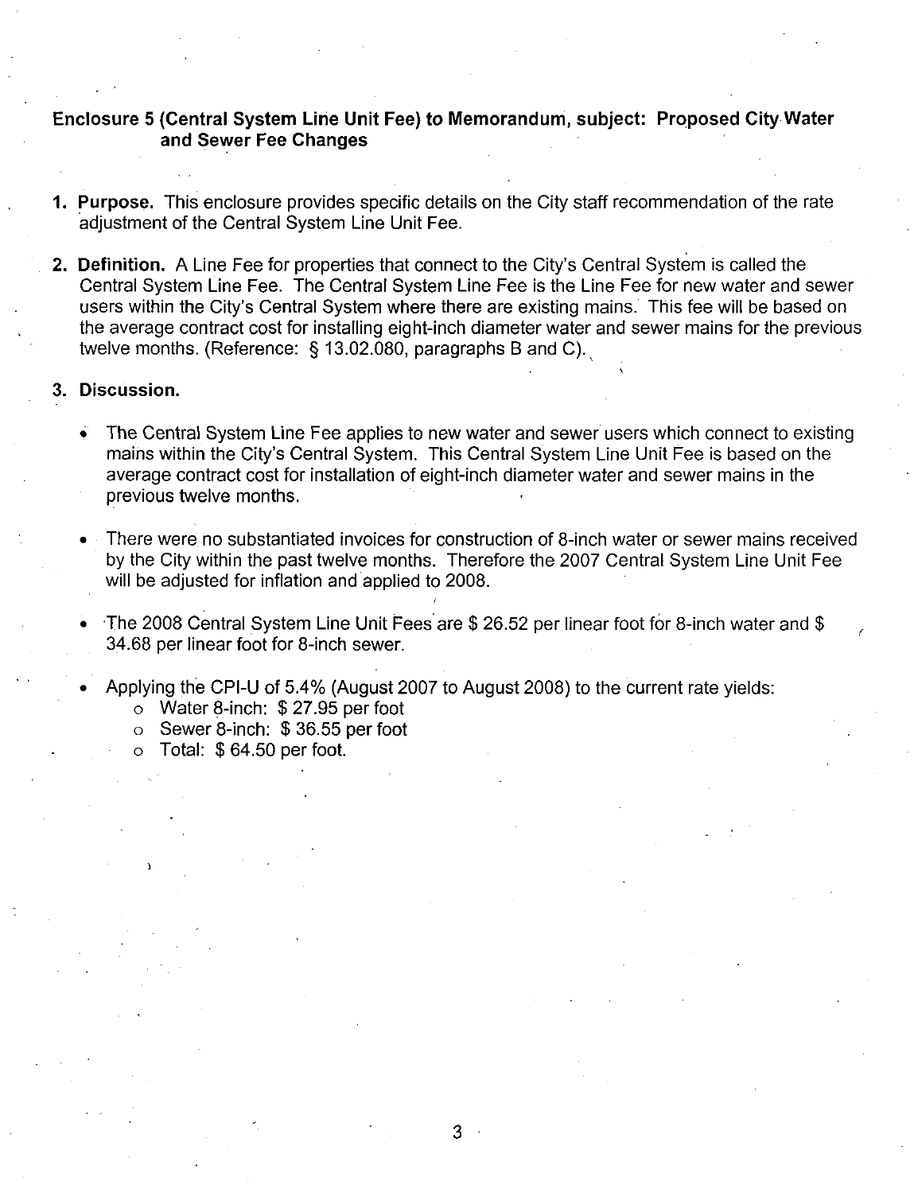**Enclosure 5 (Central System Line Unit Fee) to Memorandum, subject: Proposed City Water and Sewer Fee Changes**

1. **Purpose.** This enclosure provides specific details on the City staff recommendation of the rate adjustment of the Central System Line Unit Fee.

2. **Definition.** A Line Fee for properties that connect to the City's Central System is called the Central System Line Fee. The Central System Line Fee is the Line Fee for new water and sewer users within the City's Central System where there are existing mains. This fee will be based on the average contract cost for installing eight-inch diameter water and sewer mains for the previous twelve months. (Reference: § 13.02.080, paragraphs B and C).

3. **Discussion.**

   - The Central System Line Fee applies to new water and sewer users which connect to existing mains within the City's Central System. This Central System Line Unit Fee is based on the average contract cost for installation of eight-inch diameter water and sewer mains in the previous twelve months.
   - There were no substantiated invoices for construction of 8-inch water or sewer mains received by the City within the past twelve months. Therefore the 2007 Central System Line Unit Fee will be adjusted for inflation and applied to 2008.
   - The 2008 Central System Line Unit Fees are $ 26.52 per linear foot for 8-inch water and $ 34.68 per linear foot for 8-inch sewer.
   - Applying the CPI-U of 5.4% (August 2007 to August 2008) to the current rate yields:
     - Water 8-inch: $ 27.95 per foot
     - Sewer 8-inch: $ 36.55 per foot
     - Total: $ 64.50 per foot.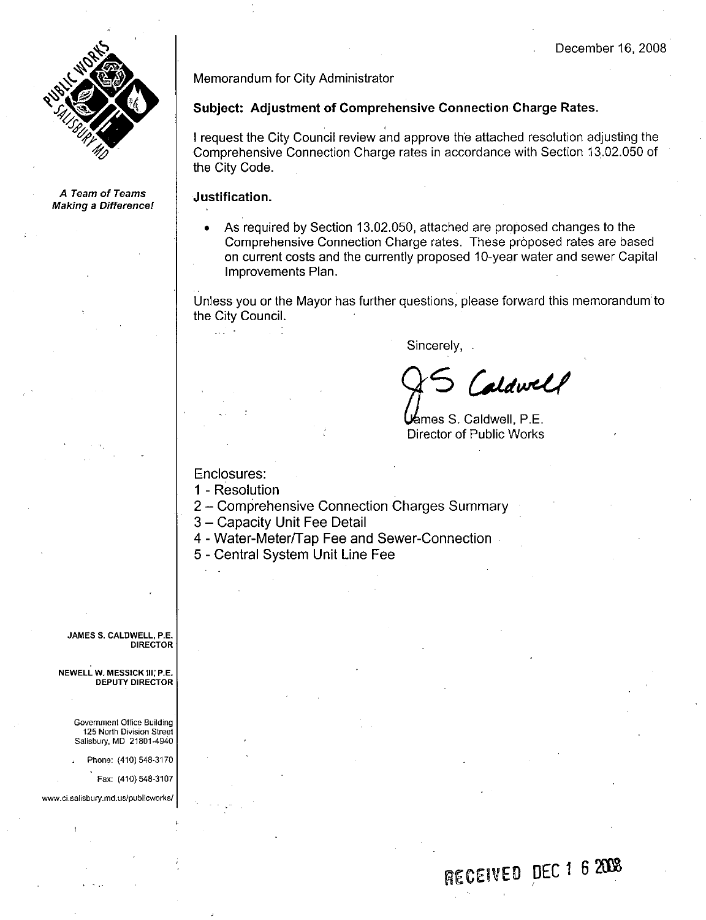December 16, 2008

PUBLIC WORKS SALISBURY MD

*A Team of Teams Making a Difference!*

Memorandum for City Administrator

**Subject: Adjustment of Comprehensive Connection Charge Rates.**

I request the City Council review and approve the attached resolution adjusting the Comprehensive Connection Charge rates in accordance with Section 13.02.050 of the City Code.

**Justification.**

- As required by Section 13.02.050, attached are proposed changes to the Comprehensive Connection Charge rates. These proposed rates are based on current costs and the currently proposed 10-year water and sewer Capital Improvements Plan.

Unless you or the Mayor has further questions, please forward this memorandum to the City Council.

Sincerely,

JS Caldwell

James S. Caldwell, P.E.
Director of Public Works

Enclosures:
1 - Resolution
2 – Comprehensive Connection Charges Summary
3 – Capacity Unit Fee Detail
4 - Water-Meter/Tap Fee and Sewer-Connection
5 - Central System Unit Line Fee

**JAMES S. CALDWELL, P.E.**
**DIRECTOR**

**NEWELL W. MESSICK III, P.E.**
**DEPUTY DIRECTOR**

Government Office Building
125 North Division Street
Salisbury, MD 21801-4940

Phone: (410) 548-3170

Fax: (410) 548-3107

www.ci.salisbury.md.us/publicworks/

RECEIVED DEC 1 6 2008